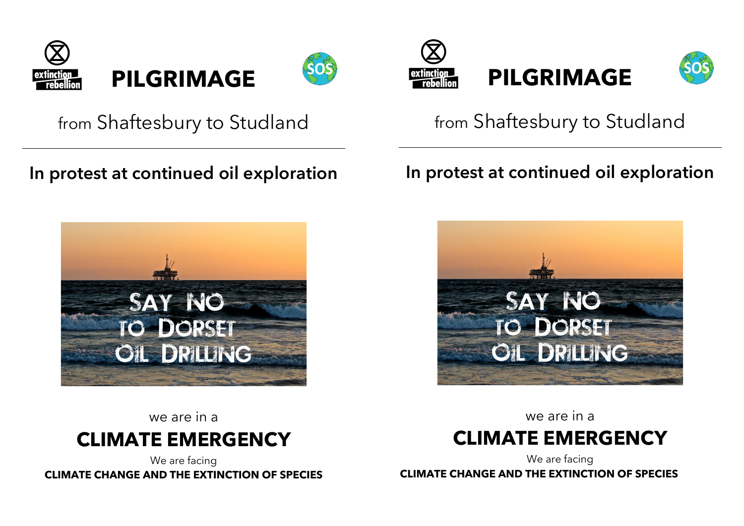extinction rebellion

# PILGRIMAGE

SOS

from Shaftesbury to Studland

---

## In protest at continued oil exploration

SAY NO TO DORSET OIL DRILLING

we are in a

## CLIMATE EMERGENCY

We are facing

**CLIMATE CHANGE AND THE EXTINCTION OF SPECIES**

extinction rebellion

# PILGRIMAGE

SOS

from Shaftesbury to Studland

---

## In protest at continued oil exploration

SAY NO TO DORSET OIL DRILLING

we are in a

## CLIMATE EMERGENCY

We are facing

**CLIMATE CHANGE AND THE EXTINCTION OF SPECIES**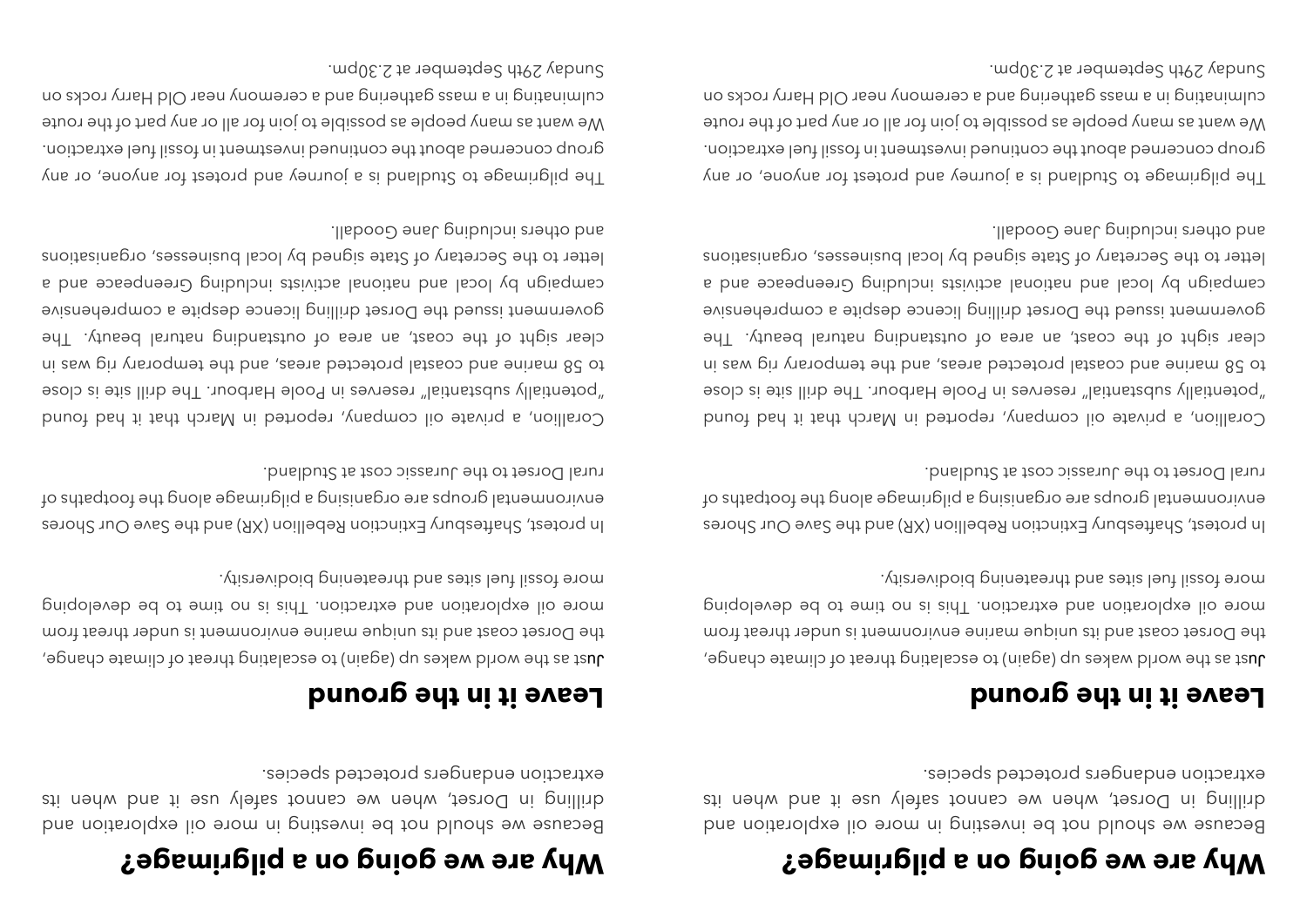## Why are we going on a pilgrimage?

Because we should not be investing in more oil exploration and drilling in Dorset, when we cannot safely use it and when its extraction endangers protected species.

## Leave it in the ground

**Just** as the world wakes up (again) to escalating threat of climate change, the Dorset coast and its unique marine environment is under threat from more oil exploration and extraction. This is no time to be developing more fossil fuel sites and threatening biodiversity.

In protest, Shaftesbury Extinction Rebellion (XR) and the Save Our Shores environmental groups are organising a pilgrimage along the footpaths of rural Dorset to the Jurassic cost at Studland.

Corallion, a private oil company, reported in March that it had found "potentially substantial" reserves in Poole Harbour. The drill site is close to 58 marine and coastal protected areas, and the temporary rig was in clear sight of the coast, an area of outstanding natural beauty. The government issued the Dorset drilling licence despite a comprehensive campaign by local and national activists including Greenpeace and a letter to the Secretary of State signed by local businesses, organisations and others including Jane Goodall.

The pilgrimage to Studland is a journey and protest for anyone, or any group concerned about the continued investment in fossil fuel extraction. We want as many people as possible to join for all or any part of the route culminating in a mass gathering and a ceremony near Old Harry rocks on Sunday 29th September at 2.30pm.

## Why are we going on a pilgrimage?

Because we should not be investing in more oil exploration and drilling in Dorset, when we cannot safely use it and when its extraction endangers protected species.

## Leave it in the ground

**Just** as the world wakes up (again) to escalating threat of climate change, the Dorset coast and its unique marine environment is under threat from more oil exploration and extraction. This is no time to be developing more fossil fuel sites and threatening biodiversity.

In protest, Shaftesbury Extinction Rebellion (XR) and the Save Our Shores environmental groups are organising a pilgrimage along the footpaths of rural Dorset to the Jurassic cost at Studland.

Corallion, a private oil company, reported in March that it had found "potentially substantial" reserves in Poole Harbour. The drill site is close to 58 marine and coastal protected areas, and the temporary rig was in clear sight of the coast, an area of outstanding natural beauty. The government issued the Dorset drilling licence despite a comprehensive campaign by local and national activists including Greenpeace and a letter to the Secretary of State signed by local businesses, organisations and others including Jane Goodall.

The pilgrimage to Studland is a journey and protest for anyone, or any group concerned about the continued investment in fossil fuel extraction. We want as many people as possible to join for all or any part of the route culminating in a mass gathering and a ceremony near Old Harry rocks on Sunday 29th September at 2.30pm.